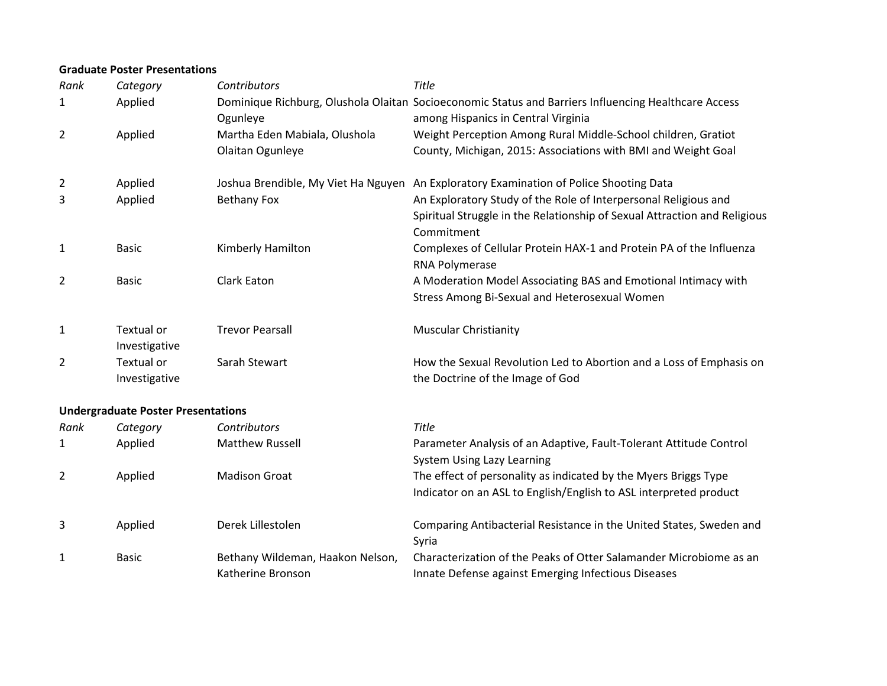**Graduate Poster Presentations**

| *Rank* | *Category* | *Contributors* | *Title* |
|---|---|---|---|
| 1 | Applied | Dominique Richburg, Olushola Olaitan Ogunleye | Socioeconomic Status and Barriers Influencing Healthcare Access among Hispanics in Central Virginia |
| 2 | Applied | Martha Eden Mabiala, Olushola Olaitan Ogunleye | Weight Perception Among Rural Middle-School children, Gratiot County, Michigan, 2015: Associations with BMI and Weight Goal |
| 2 | Applied | Joshua Brendible, My Viet Ha Nguyen | An Exploratory Examination of Police Shooting Data |
| 3 | Applied | Bethany Fox | An Exploratory Study of the Role of Interpersonal Religious and Spiritual Struggle in the Relationship of Sexual Attraction and Religious Commitment |
| 1 | Basic | Kimberly Hamilton | Complexes of Cellular Protein HAX-1 and Protein PA of the Influenza RNA Polymerase |
| 2 | Basic | Clark Eaton | A Moderation Model Associating BAS and Emotional Intimacy with Stress Among Bi-Sexual and Heterosexual Women |
| 1 | Textual or Investigative | Trevor Pearsall | Muscular Christianity |
| 2 | Textual or Investigative | Sarah Stewart | How the Sexual Revolution Led to Abortion and a Loss of Emphasis on the Doctrine of the Image of God |

**Undergraduate Poster Presentations**

| *Rank* | *Category* | *Contributors* | *Title* |
|---|---|---|---|
| 1 | Applied | Matthew Russell | Parameter Analysis of an Adaptive, Fault-Tolerant Attitude Control System Using Lazy Learning |
| 2 | Applied | Madison Groat | The effect of personality as indicated by the Myers Briggs Type Indicator on an ASL to English/English to ASL interpreted product |
| 3 | Applied | Derek Lillestolen | Comparing Antibacterial Resistance in the United States, Sweden and Syria |
| 1 | Basic | Bethany Wildeman, Haakon Nelson, Katherine Bronson | Characterization of the Peaks of Otter Salamander Microbiome as an Innate Defense against Emerging Infectious Diseases |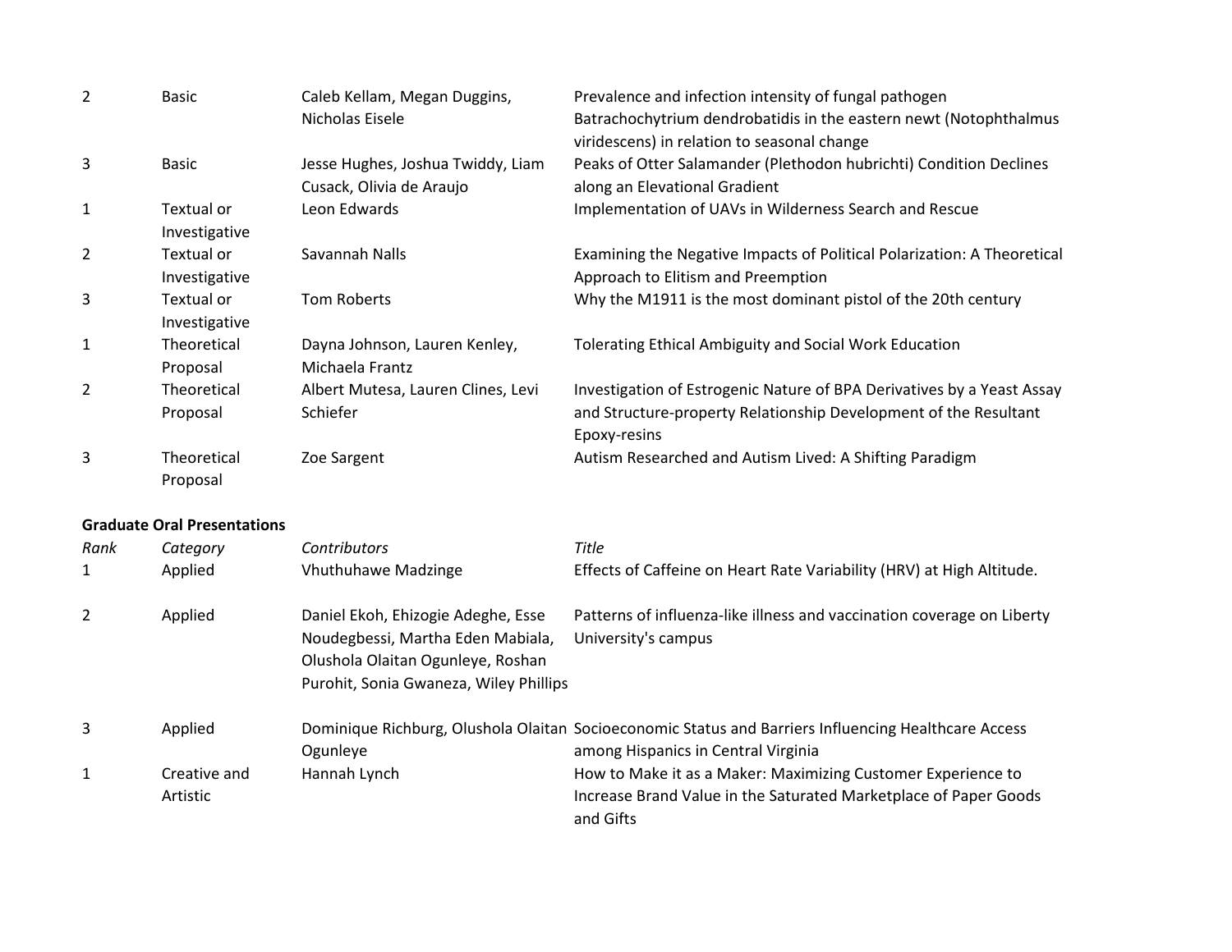| | | | |
|---|---|---|---|
| 2 | Basic | Caleb Kellam, Megan Duggins, Nicholas Eisele | Prevalence and infection intensity of fungal pathogen Batrachochytrium dendrobatidis in the eastern newt (Notophthalmus viridescens) in relation to seasonal change |
| 3 | Basic | Jesse Hughes, Joshua Twiddy, Liam Cusack, Olivia de Araujo | Peaks of Otter Salamander (Plethodon hubrichti) Condition Declines along an Elevational Gradient |
| 1 | Textual or Investigative | Leon Edwards | Implementation of UAVs in Wilderness Search and Rescue |
| 2 | Textual or Investigative | Savannah Nalls | Examining the Negative Impacts of Political Polarization: A Theoretical Approach to Elitism and Preemption |
| 3 | Textual or Investigative | Tom Roberts | Why the M1911 is the most dominant pistol of the 20th century |
| 1 | Theoretical Proposal | Dayna Johnson, Lauren Kenley, Michaela Frantz | Tolerating Ethical Ambiguity and Social Work Education |
| 2 | Theoretical Proposal | Albert Mutesa, Lauren Clines, Levi Schiefer | Investigation of Estrogenic Nature of BPA Derivatives by a Yeast Assay and Structure-property Relationship Development of the Resultant Epoxy-resins |
| 3 | Theoretical Proposal | Zoe Sargent | Autism Researched and Autism Lived: A Shifting Paradigm |

**Graduate Oral Presentations**

| *Rank* | *Category* | *Contributors* | *Title* |
|---|---|---|---|
| 1 | Applied | Vhuthuhawe Madzinge | Effects of Caffeine on Heart Rate Variability (HRV) at High Altitude. |
| 2 | Applied | Daniel Ekoh, Ehizogie Adeghe, Esse Noudegbessi, Martha Eden Mabiala, Olushola Olaitan Ogunleye, Roshan Purohit, Sonia Gwaneza, Wiley Phillips | Patterns of influenza-like illness and vaccination coverage on Liberty University's campus |
| 3 | Applied | Dominique Richburg, Olushola Olaitan Ogunleye | Socioeconomic Status and Barriers Influencing Healthcare Access among Hispanics in Central Virginia |
| 1 | Creative and Artistic | Hannah Lynch | How to Make it as a Maker: Maximizing Customer Experience to Increase Brand Value in the Saturated Marketplace of Paper Goods and Gifts |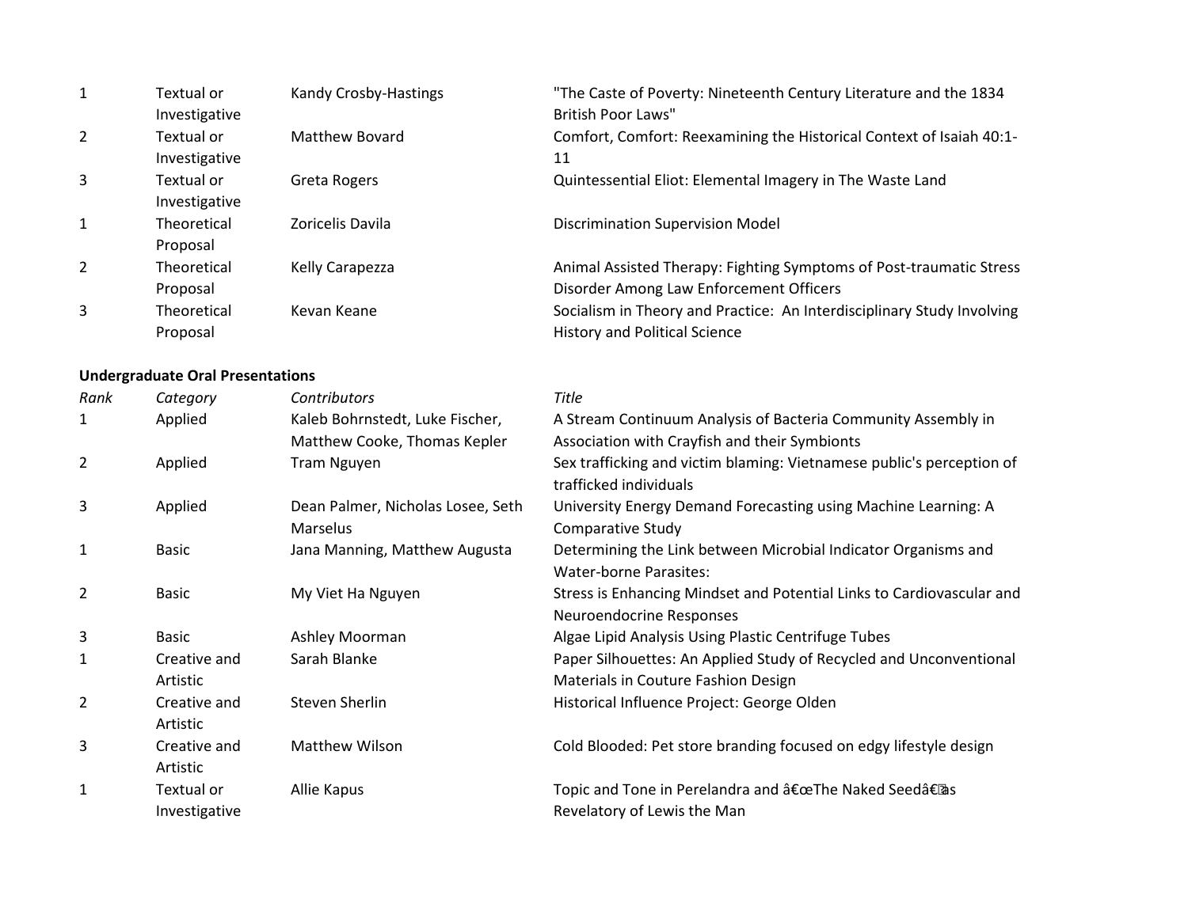| Rank | Category | Contributors | Title |
|---|---|---|---|
| 1 | Textual or Investigative | Kandy Crosby-Hastings | "The Caste of Poverty: Nineteenth Century Literature and the 1834 British Poor Laws" |
| 2 | Textual or Investigative | Matthew Bovard | Comfort, Comfort: Reexamining the Historical Context of Isaiah 40:1-11 |
| 3 | Textual or Investigative | Greta Rogers | Quintessential Eliot: Elemental Imagery in The Waste Land |
| 1 | Theoretical Proposal | Zoricelis Davila | Discrimination Supervision Model |
| 2 | Theoretical Proposal | Kelly Carapezza | Animal Assisted Therapy: Fighting Symptoms of Post-traumatic Stress Disorder Among Law Enforcement Officers |
| 3 | Theoretical Proposal | Kevan Keane | Socialism in Theory and Practice: An Interdisciplinary Study Involving History and Political Science |

**Undergraduate Oral Presentations**

| *Rank* | *Category* | *Contributors* | *Title* |
|---|---|---|---|
| 1 | Applied | Kaleb Bohrnstedt, Luke Fischer, Matthew Cooke, Thomas Kepler | A Stream Continuum Analysis of Bacteria Community Assembly in Association with Crayfish and their Symbionts |
| 2 | Applied | Tram Nguyen | Sex trafficking and victim blaming: Vietnamese public's perception of trafficked individuals |
| 3 | Applied | Dean Palmer, Nicholas Losee, Seth Marselus | University Energy Demand Forecasting using Machine Learning: A Comparative Study |
| 1 | Basic | Jana Manning, Matthew Augusta | Determining the Link between Microbial Indicator Organisms and Water-borne Parasites: |
| 2 | Basic | My Viet Ha Nguyen | Stress is Enhancing Mindset and Potential Links to Cardiovascular and Neuroendocrine Responses |
| 3 | Basic | Ashley Moorman | Algae Lipid Analysis Using Plastic Centrifuge Tubes |
| 1 | Creative and Artistic | Sarah Blanke | Paper Silhouettes: An Applied Study of Recycled and Unconventional Materials in Couture Fashion Design |
| 2 | Creative and Artistic | Steven Sherlin | Historical Influence Project: George Olden |
| 3 | Creative and Artistic | Matthew Wilson | Cold Blooded: Pet store branding focused on edgy lifestyle design |
| 1 | Textual or Investigative | Allie Kapus | Topic and Tone in Perelandra and â€œThe Naked Seedâ€ as Revelatory of Lewis the Man |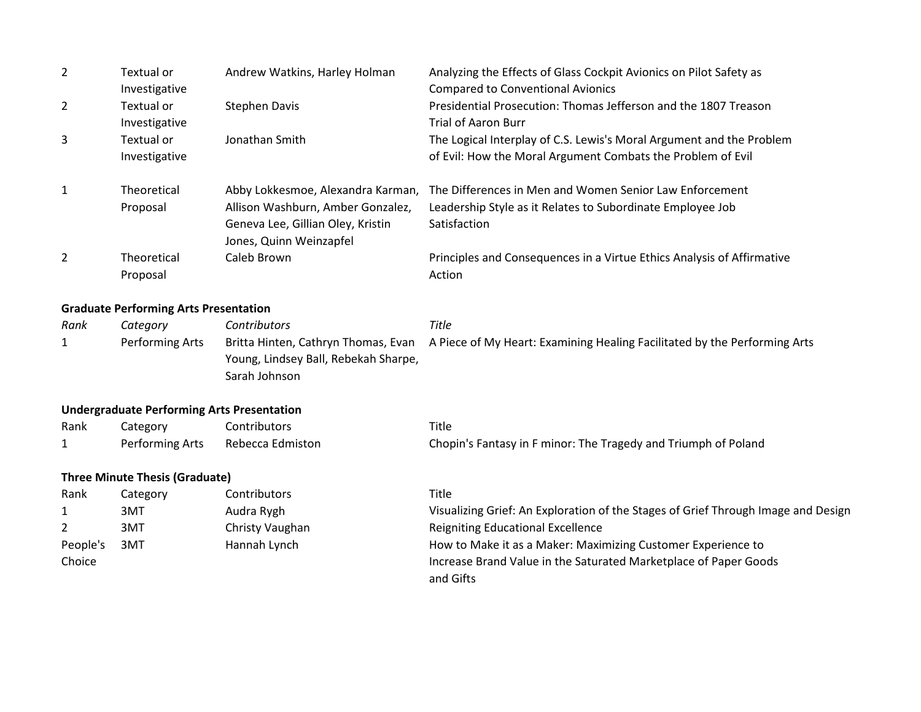| | | | |
|---|---|---|---|
| 2 | Textual or Investigative | Andrew Watkins, Harley Holman | Analyzing the Effects of Glass Cockpit Avionics on Pilot Safety as Compared to Conventional Avionics |
| 2 | Textual or Investigative | Stephen Davis | Presidential Prosecution: Thomas Jefferson and the 1807 Treason Trial of Aaron Burr |
| 3 | Textual or Investigative | Jonathan Smith | The Logical Interplay of C.S. Lewis's Moral Argument and the Problem of Evil: How the Moral Argument Combats the Problem of Evil |
| 1 | Theoretical Proposal | Abby Lokkesmoe, Alexandra Karman, Allison Washburn, Amber Gonzalez, Geneva Lee, Gillian Oley, Kristin Jones, Quinn Weinzapfel | The Differences in Men and Women Senior Law Enforcement Leadership Style as it Relates to Subordinate Employee Job Satisfaction |
| 2 | Theoretical Proposal | Caleb Brown | Principles and Consequences in a Virtue Ethics Analysis of Affirmative Action |

**Graduate Performing Arts Presentation**

| *Rank* | *Category* | *Contributors* | *Title* |
|---|---|---|---|
| 1 | Performing Arts | Britta Hinten, Cathryn Thomas, Evan Young, Lindsey Ball, Rebekah Sharpe, Sarah Johnson | A Piece of My Heart: Examining Healing Facilitated by the Performing Arts |

**Undergraduate Performing Arts Presentation**

| Rank | Category | Contributors | Title |
|---|---|---|---|
| 1 | Performing Arts | Rebecca Edmiston | Chopin's Fantasy in F minor: The Tragedy and Triumph of Poland |

**Three Minute Thesis (Graduate)**

| Rank | Category | Contributors | Title |
|---|---|---|---|
| 1 | 3MT | Audra Rygh | Visualizing Grief: An Exploration of the Stages of Grief Through Image and Design |
| 2 | 3MT | Christy Vaughan | Reigniting Educational Excellence |
| People's Choice | 3MT | Hannah Lynch | How to Make it as a Maker: Maximizing Customer Experience to Increase Brand Value in the Saturated Marketplace of Paper Goods and Gifts |